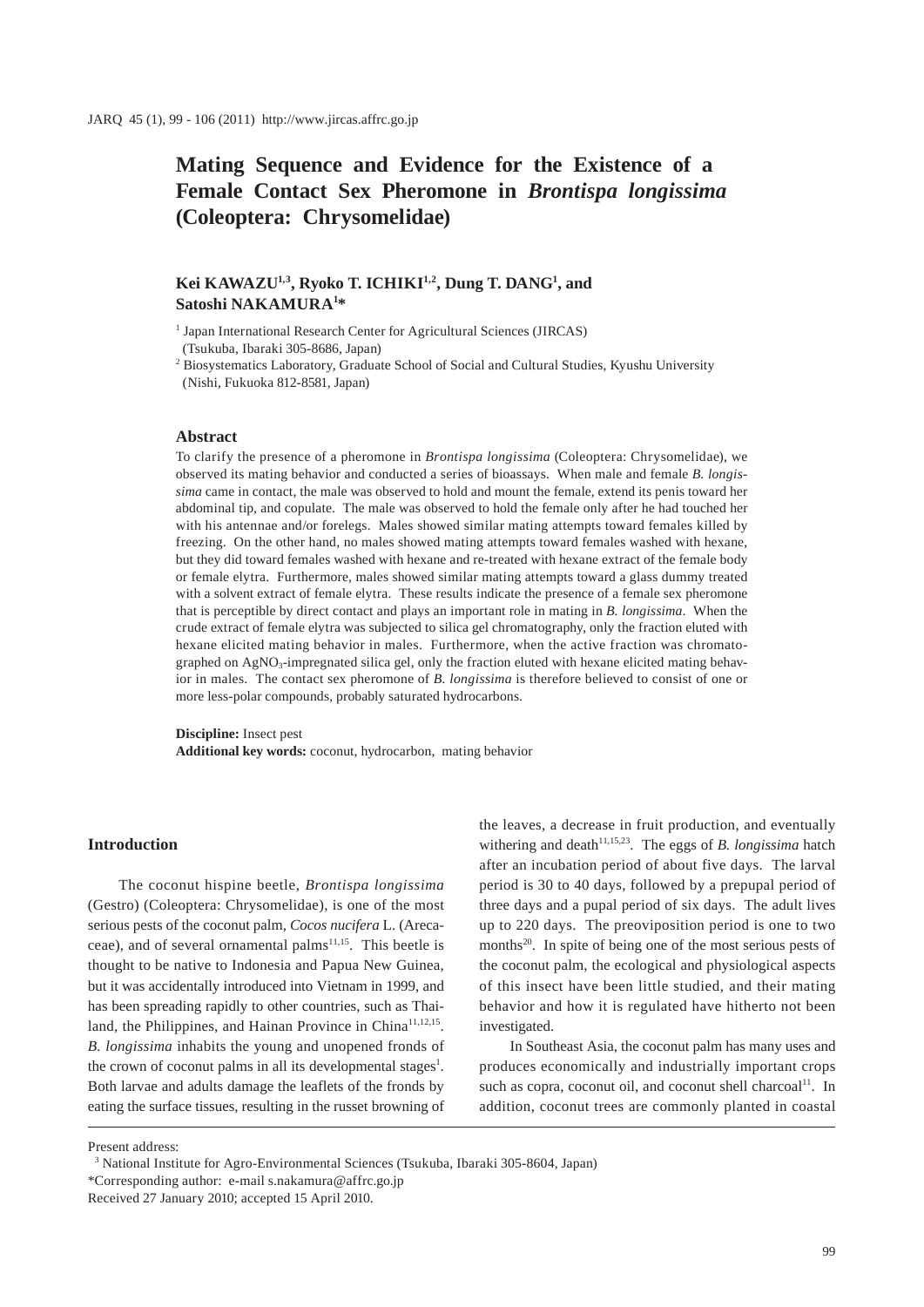# Mating Sequence and Evidence for the Existence of a Female Contact Sex Pheromone in *Brontispa longissima* (Coleoptera: Chrysomelidae)

**Kei KAWAZU[1,3], Ryoko T. ICHIKI[1,2], Dung T. DANG[1], and Satoshi NAKAMURA[1]***

[1] Japan International Research Center for Agricultural Sciences (JIRCAS) (Tsukuba, Ibaraki 305-8686, Japan)

[2] Biosystematics Laboratory, Graduate School of Social and Cultural Studies, Kyushu University (Nishi, Fukuoka 812-8581, Japan)

## Abstract

To clarify the presence of a pheromone in *Brontispa longissima* (Coleoptera: Chrysomelidae), we observed its mating behavior and conducted a series of bioassays. When male and female *B. longissima* came in contact, the male was observed to hold and mount the female, extend its penis toward her abdominal tip, and copulate. The male was observed to hold the female only after he had touched her with his antennae and/or forelegs. Males showed similar mating attempts toward females killed by freezing. On the other hand, no males showed mating attempts toward females washed with hexane, but they did toward females washed with hexane and re-treated with hexane extract of the female body or female elytra. Furthermore, males showed similar mating attempts toward a glass dummy treated with a solvent extract of female elytra. These results indicate the presence of a female sex pheromone that is perceptible by direct contact and plays an important role in mating in *B. longissima*. When the crude extract of female elytra was subjected to silica gel chromatography, only the fraction eluted with hexane elicited mating behavior in males. Furthermore, when the active fraction was chromatographed on $AgNO_3$-impregnated silica gel, only the fraction eluted with hexane elicited mating behavior in males. The contact sex pheromone of *B. longissima* is therefore believed to consist of one or more less-polar compounds, probably saturated hydrocarbons.

**Discipline:** Insect pest
**Additional key words:** coconut, hydrocarbon, mating behavior

## Introduction

The coconut hispine beetle, *Brontispa longissima* (Gestro) (Coleoptera: Chrysomelidae), is one of the most serious pests of the coconut palm, *Cocos nucifera* L. (Arecaceae), and of several ornamental palms[11,15]. This beetle is thought to be native to Indonesia and Papua New Guinea, but it was accidentally introduced into Vietnam in 1999, and has been spreading rapidly to other countries, such as Thailand, the Philippines, and Hainan Province in China[11,12,15]. *B. longissima* inhabits the young and unopened fronds of the crown of coconut palms in all its developmental stages[1]. Both larvae and adults damage the leaflets of the fronds by eating the surface tissues, resulting in the russet browning of the leaves, a decrease in fruit production, and eventually withering and death[11,15,23]. The eggs of *B. longissima* hatch after an incubation period of about five days. The larval period is 30 to 40 days, followed by a prepupal period of three days and a pupal period of six days. The adult lives up to 220 days. The preoviposition period is one to two months[20]. In spite of being one of the most serious pests of the coconut palm, the ecological and physiological aspects of this insect have been little studied, and their mating behavior and how it is regulated have hitherto not been investigated.

In Southeast Asia, the coconut palm has many uses and produces economically and industrially important crops such as copra, coconut oil, and coconut shell charcoal[11]. In addition, coconut trees are commonly planted in coastal

---

Present address:

[3] National Institute for Agro-Environmental Sciences (Tsukuba, Ibaraki 305-8604, Japan)

*Corresponding author: e-mail s.nakamura@affrc.go.jp

Received 27 January 2010; accepted 15 April 2010.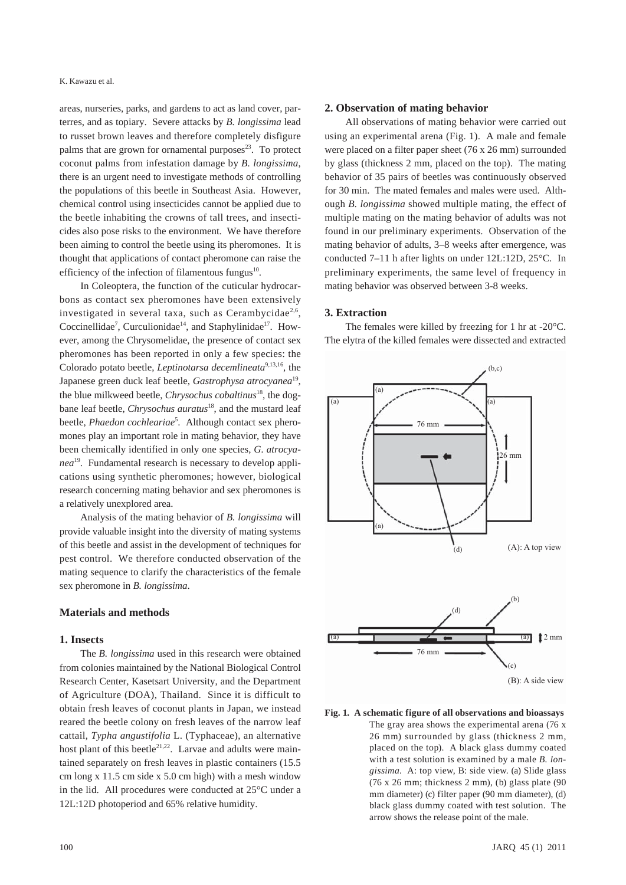areas, nurseries, parks, and gardens to act as land cover, parterres, and as topiary. Severe attacks by *B. longissima* lead to russet brown leaves and therefore completely disfigure palms that are grown for ornamental purposes[23]. To protect coconut palms from infestation damage by *B. longissima*, there is an urgent need to investigate methods of controlling the populations of this beetle in Southeast Asia. However, chemical control using insecticides cannot be applied due to the beetle inhabiting the crowns of tall trees, and insecticides also pose risks to the environment. We have therefore been aiming to control the beetle using its pheromones. It is thought that applications of contact pheromone can raise the efficiency of the infection of filamentous fungus[10].

In Coleoptera, the function of the cuticular hydrocarbons as contact sex pheromones have been extensively investigated in several taxa, such as Cerambycidae[2,6], Coccinellidae[7], Curculionidae[14], and Staphylinidae[17]. However, among the Chrysomelidae, the presence of contact sex pheromones has been reported in only a few species: the Colorado potato beetle, *Leptinotarsa decemlineata*[9,13,16], the Japanese green duck leaf beetle, *Gastrophysa atrocyanea*[19], the blue milkweed beetle, *Chrysochus cobaltinus*[18], the dogbane leaf beetle, *Chrysochus auratus*[18], and the mustard leaf beetle, *Phaedon cochleariae*[5]. Although contact sex pheromones play an important role in mating behavior, they have been chemically identified in only one species, *G. atrocyanea*[19]. Fundamental research is necessary to develop applications using synthetic pheromones; however, biological research concerning mating behavior and sex pheromones is a relatively unexplored area.

Analysis of the mating behavior of *B. longissima* will provide valuable insight into the diversity of mating systems of this beetle and assist in the development of techniques for pest control. We therefore conducted observation of the mating sequence to clarify the characteristics of the female sex pheromone in *B. longissima*.

## Materials and methods

### 1. Insects

The *B. longissima* used in this research were obtained from colonies maintained by the National Biological Control Research Center, Kasetsart University, and the Department of Agriculture (DOA), Thailand. Since it is difficult to obtain fresh leaves of coconut plants in Japan, we instead reared the beetle colony on fresh leaves of the narrow leaf cattail, *Typha angustifolia* L. (Typhaceae), an alternative host plant of this beetle[21,22]. Larvae and adults were maintained separately on fresh leaves in plastic containers (15.5 cm long x 11.5 cm side x 5.0 cm high) with a mesh window in the lid. All procedures were conducted at 25°C under a 12L:12D photoperiod and 65% relative humidity.

### 2. Observation of mating behavior

All observations of mating behavior were carried out using an experimental arena (Fig. 1). A male and female were placed on a filter paper sheet (76 x 26 mm) surrounded by glass (thickness 2 mm, placed on the top). The mating behavior of 35 pairs of beetles was continuously observed for 30 min. The mated females and males were used. Although *B. longissima* showed multiple mating, the effect of multiple mating on the mating behavior of adults was not found in our preliminary experiments. Observation of the mating behavior of adults, 3–8 weeks after emergence, was conducted 7–11 h after lights on under 12L:12D, 25°C. In preliminary experiments, the same level of frequency in mating behavior was observed between 3-8 weeks.

### 3. Extraction

The females were killed by freezing for 1 hr at -20°C. The elytra of the killed females were dissected and extracted

**Fig. 1. A schematic figure of all observations and bioassays**
The gray area shows the experimental arena (76 x 26 mm) surrounded by glass (thickness 2 mm, placed on the top). A black glass dummy coated with a test solution is examined by a male *B. longissima*. A: top view, B: side view. (a) Slide glass (76 x 26 mm; thickness 2 mm), (b) glass plate (90 mm diameter) (c) filter paper (90 mm diameter), (d) black glass dummy coated with test solution. The arrow shows the release point of the male.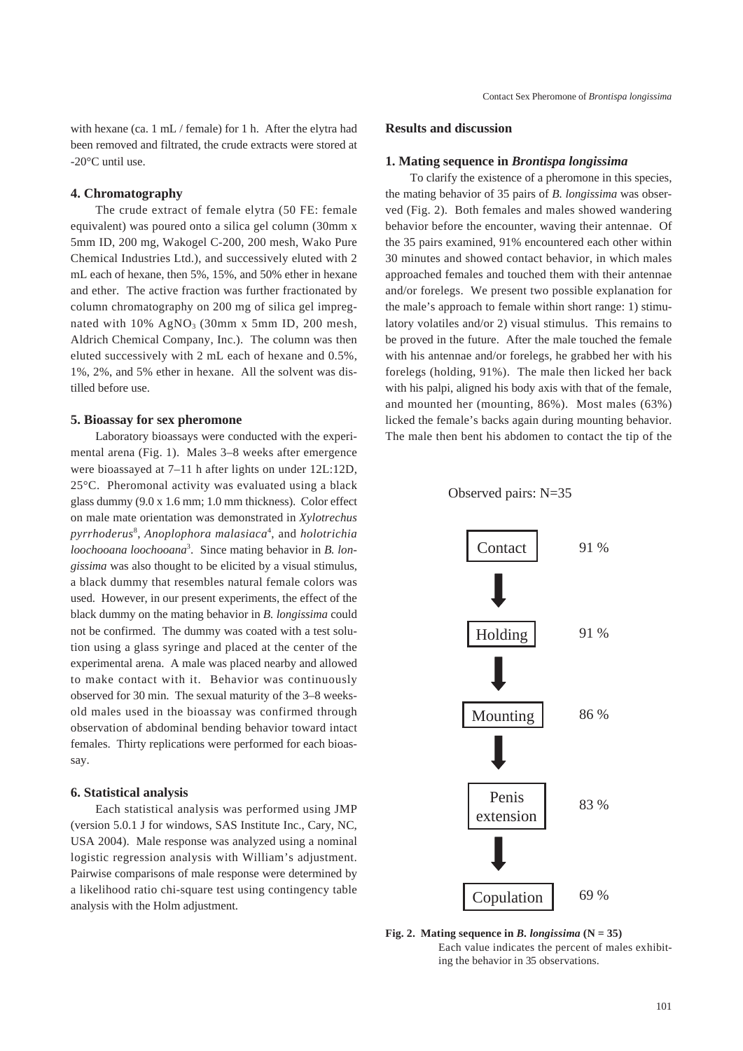with hexane (ca. 1 mL / female) for 1 h. After the elytra had been removed and filtrated, the crude extracts were stored at -20°C until use.

### 4. Chromatography

The crude extract of female elytra (50 FE: female equivalent) was poured onto a silica gel column (30mm x 5mm ID, 200 mg, Wakogel C-200, 200 mesh, Wako Pure Chemical Industries Ltd.), and successively eluted with 2 mL each of hexane, then 5%, 15%, and 50% ether in hexane and ether. The active fraction was further fractionated by column chromatography on 200 mg of silica gel impregnated with 10% $AgNO_3$ (30mm x 5mm ID, 200 mesh, Aldrich Chemical Company, Inc.). The column was then eluted successively with 2 mL each of hexane and 0.5%, 1%, 2%, and 5% ether in hexane. All the solvent was distilled before use.

### 5. Bioassay for sex pheromone

Laboratory bioassays were conducted with the experimental arena (Fig. 1). Males 3–8 weeks after emergence were bioassayed at 7–11 h after lights on under 12L:12D, 25°C. Pheromonal activity was evaluated using a black glass dummy (9.0 x 1.6 mm; 1.0 mm thickness). Color effect on male mate orientation was demonstrated in *Xylotrechus pyrrhoderus*[8], *Anoplophora malasiaca*[4], and *holotrichia loochooana loochooana*[3]. Since mating behavior in *B. longissima* was also thought to be elicited by a visual stimulus, a black dummy that resembles natural female colors was used. However, in our present experiments, the effect of the black dummy on the mating behavior in *B. longissima* could not be confirmed. The dummy was coated with a test solution using a glass syringe and placed at the center of the experimental arena. A male was placed nearby and allowed to make contact with it. Behavior was continuously observed for 30 min. The sexual maturity of the 3–8 weeks-old males used in the bioassay was confirmed through observation of abdominal bending behavior toward intact females. Thirty replications were performed for each bioassay.

### 6. Statistical analysis

Each statistical analysis was performed using JMP (version 5.0.1 J for windows, SAS Institute Inc., Cary, NC, USA 2004). Male response was analyzed using a nominal logistic regression analysis with William's adjustment. Pairwise comparisons of male response were determined by a likelihood ratio chi-square test using contingency table analysis with the Holm adjustment.

## Results and discussion

### 1. Mating sequence in *Brontispa longissima*

To clarify the existence of a pheromone in this species, the mating behavior of 35 pairs of *B. longissima* was observed (Fig. 2). Both females and males showed wandering behavior before the encounter, waving their antennae. Of the 35 pairs examined, 91% encountered each other within 30 minutes and showed contact behavior, in which males approached females and touched them with their antennae and/or forelegs. We present two possible explanation for the male's approach to female within short range: 1) stimulatory volatiles and/or 2) visual stimulus. This remains to be proved in the future. After the male touched the female with his antennae and/or forelegs, he grabbed her with his forelegs (holding, 91%). The male then licked her back with his palpi, aligned his body axis with that of the female, and mounted her (mounting, 86%). Most males (63%) licked the female's backs again during mounting behavior. The male then bent his abdomen to contact the tip of the

Observed pairs: N=35

Contact 91 %
↓
Holding 91 %
↓
Mounting 86 %
↓
Penis extension 83 %
↓
Copulation 69 %

**Fig. 2. Mating sequence in *B. longissima* (N = 35)**
Each value indicates the percent of males exhibiting the behavior in 35 observations.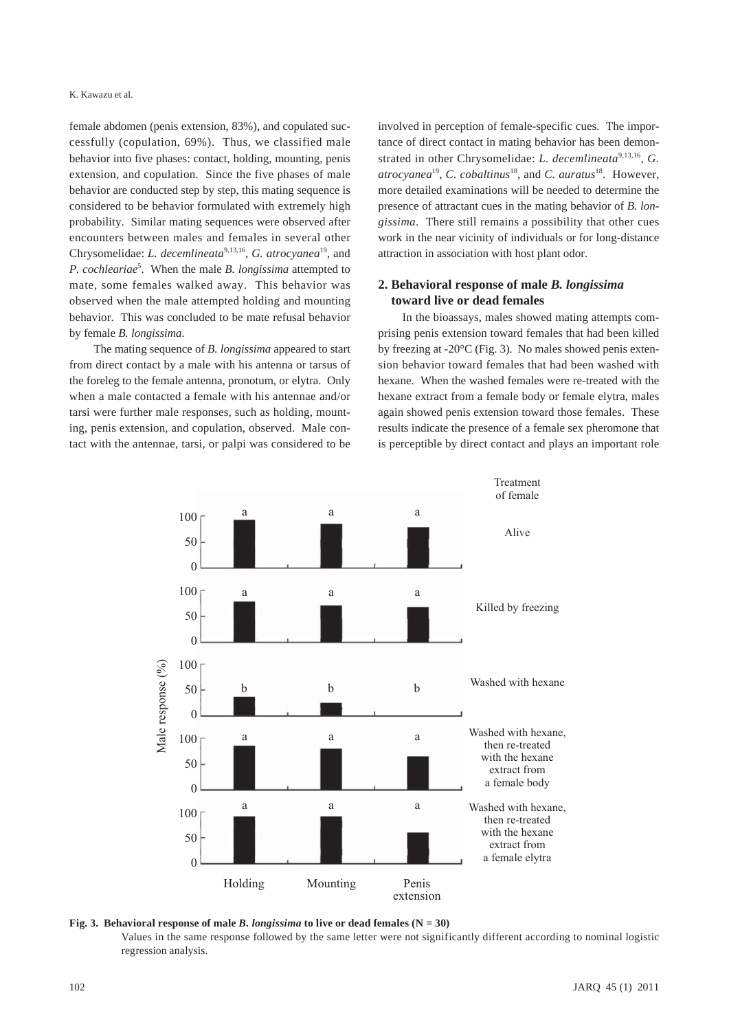female abdomen (penis extension, 83%), and copulated successfully (copulation, 69%). Thus, we classified male behavior into five phases: contact, holding, mounting, penis extension, and copulation. Since the five phases of male behavior are conducted step by step, this mating sequence is considered to be behavior formulated with extremely high probability. Similar mating sequences were observed after encounters between males and females in several other Chrysomelidae: *L. decemlineata*[9,13,16], *G. atrocyanea*[19], and *P. cochleariae*[5]. When the male *B. longissima* attempted to mate, some females walked away. This behavior was observed when the male attempted holding and mounting behavior. This was concluded to be mate refusal behavior by female *B. longissima.*

The mating sequence of *B. longissima* appeared to start from direct contact by a male with his antenna or tarsus of the foreleg to the female antenna, pronotum, or elytra. Only when a male contacted a female with his antennae and/or tarsi were further male responses, such as holding, mounting, penis extension, and copulation, observed. Male contact with the antennae, tarsi, or palpi was considered to be involved in perception of female-specific cues. The importance of direct contact in mating behavior has been demonstrated in other Chrysomelidae: *L. decemlineata*[9,13,16], *G. atrocyanea*[19], *C. cobaltinus*[18], and *C. auratus*[18]. However, more detailed examinations will be needed to determine the presence of attractant cues in the mating behavior of *B. longissima*. There still remains a possibility that other cues work in the near vicinity of individuals or for long-distance attraction in association with host plant odor.

## 2. Behavioral response of male *B. longissima* toward live or dead females

In the bioassays, males showed mating attempts comprising penis extension toward females that had been killed by freezing at -20°C (Fig. 3). No males showed penis extension behavior toward females that had been washed with hexane. When the washed females were re-treated with the hexane extract from a female body or female elytra, males again showed penis extension toward those females. These results indicate the presence of a female sex pheromone that is perceptible by direct contact and plays an important role

**Fig. 3. Behavioral response of male *B. longissima* to live or dead females (N = 30)**

Values in the same response followed by the same letter were not significantly different according to nominal logistic regression analysis.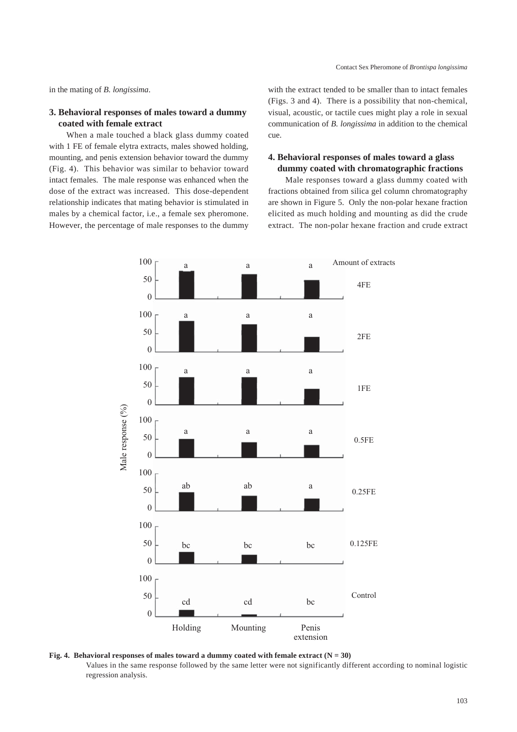in the mating of *B. longissima*.

### 3. Behavioral responses of males toward a dummy coated with female extract

When a male touched a black glass dummy coated with 1 FE of female elytra extracts, males showed holding, mounting, and penis extension behavior toward the dummy (Fig. 4). This behavior was similar to behavior toward intact females. The male response was enhanced when the dose of the extract was increased. This dose-dependent relationship indicates that mating behavior is stimulated in males by a chemical factor, i.e., a female sex pheromone. However, the percentage of male responses to the dummy with the extract tended to be smaller than to intact females (Figs. 3 and 4). There is a possibility that non-chemical, visual, acoustic, or tactile cues might play a role in sexual communication of *B. longissima* in addition to the chemical cue.

### 4. Behavioral responses of males toward a glass dummy coated with chromatographic fractions

Male responses toward a glass dummy coated with fractions obtained from silica gel column chromatography are shown in Figure 5. Only the non-polar hexane fraction elicited as much holding and mounting as did the crude extract. The non-polar hexane fraction and crude extract

**Fig. 4. Behavioral responses of males toward a dummy coated with female extract (N = 30)**

Values in the same response followed by the same letter were not significantly different according to nominal logistic regression analysis.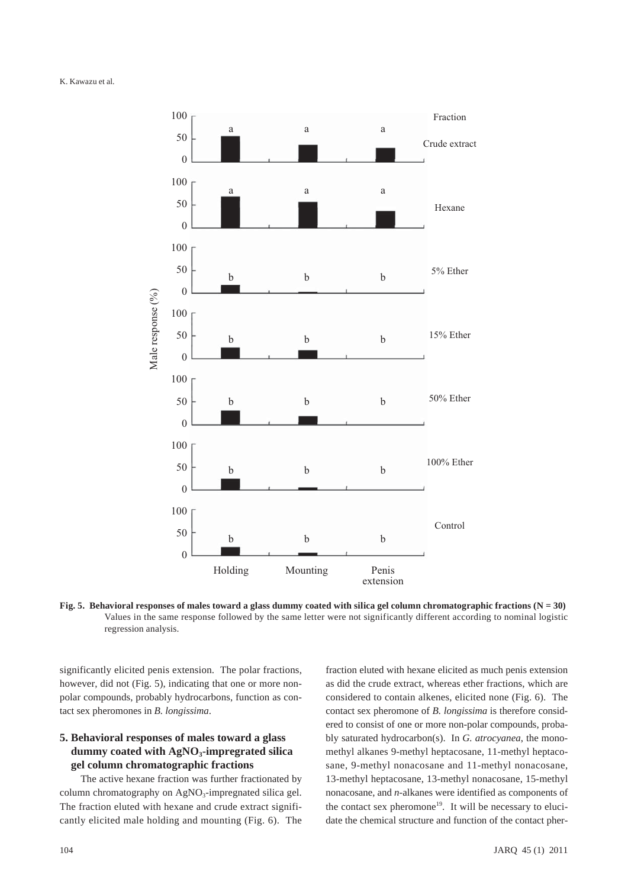**Fig. 5. Behavioral responses of males toward a glass dummy coated with silica gel column chromatographic fractions (N = 30)**
Values in the same response followed by the same letter were not significantly different according to nominal logistic regression analysis.

significantly elicited penis extension. The polar fractions, however, did not (Fig. 5), indicating that one or more non-polar compounds, probably hydrocarbons, function as contact sex pheromones in *B. longissima*.

### 5. Behavioral responses of males toward a glass dummy coated with $AgNO_3$-impregrated silica gel column chromatographic fractions

The active hexane fraction was further fractionated by column chromatography on $AgNO_3$-impregnated silica gel. The fraction eluted with hexane and crude extract significantly elicited male holding and mounting (Fig. 6). The fraction eluted with hexane elicited as much penis extension as did the crude extract, whereas ether fractions, which are considered to contain alkenes, elicited none (Fig. 6). The contact sex pheromone of *B. longissima* is therefore considered to consist of one or more non-polar compounds, probably saturated hydrocarbon(s). In *G. atrocyanea*, the monomethyl alkanes 9-methyl heptacosane, 11-methyl heptacosane, 9-methyl nonacosane and 11-methyl nonacosane, 13-methyl heptacosane, 13-methyl nonacosane, 15-methyl nonacosane, and *n*-alkanes were identified as components of the contact sex pheromone[19]. It will be necessary to elucidate the chemical structure and function of the contact pher-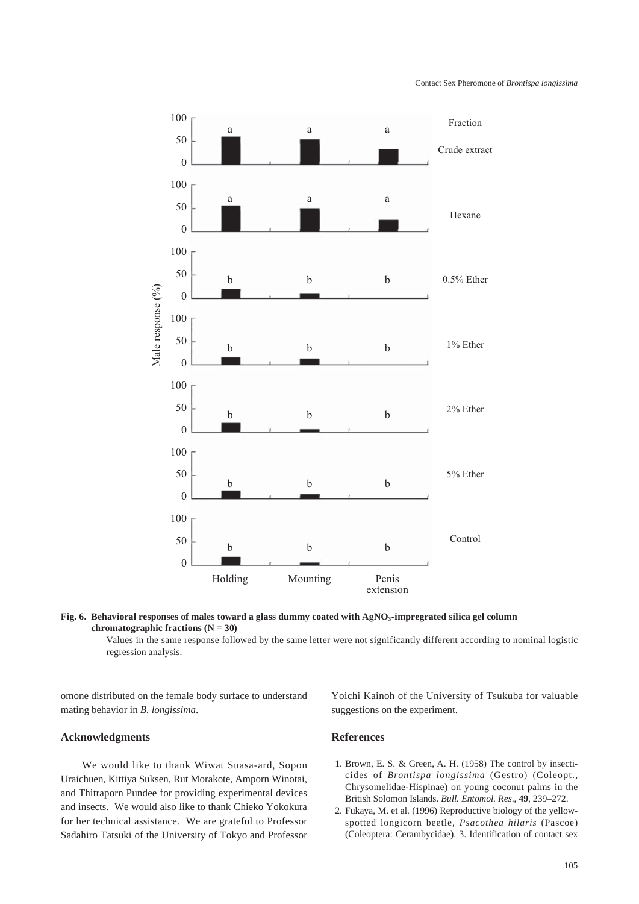Fig. 6. **Behavioral responses of males toward a glass dummy coated with $AgNO_3$-impregrated silica gel column chromatographic fractions (N = 30)**

Values in the same response followed by the same letter were not significantly different according to nominal logistic regression analysis.

omone distributed on the female body surface to understand mating behavior in *B. longissima*.

## Acknowledgments

We would like to thank Wiwat Suasa-ard, Sopon Uraichuen, Kittiya Suksen, Rut Morakote, Amporn Winotai, and Thitraporn Pundee for providing experimental devices and insects. We would also like to thank Chieko Yokokura for her technical assistance. We are grateful to Professor Sadahiro Tatsuki of the University of Tokyo and Professor Yoichi Kainoh of the University of Tsukuba for valuable suggestions on the experiment.

## References

1. Brown, E. S. & Green, A. H. (1958) The control by insecticides of *Brontispa longissima* (Gestro) (Coleopt., Chrysomelidae-Hispinae) on young coconut palms in the British Solomon Islands. *Bull. Entomol. Res.*, **49**, 239–272.
2. Fukaya, M. et al. (1996) Reproductive biology of the yellow-spotted longicorn beetle, *Psacothea hilaris* (Pascoe) (Coleoptera: Cerambycidae). 3. Identification of contact sex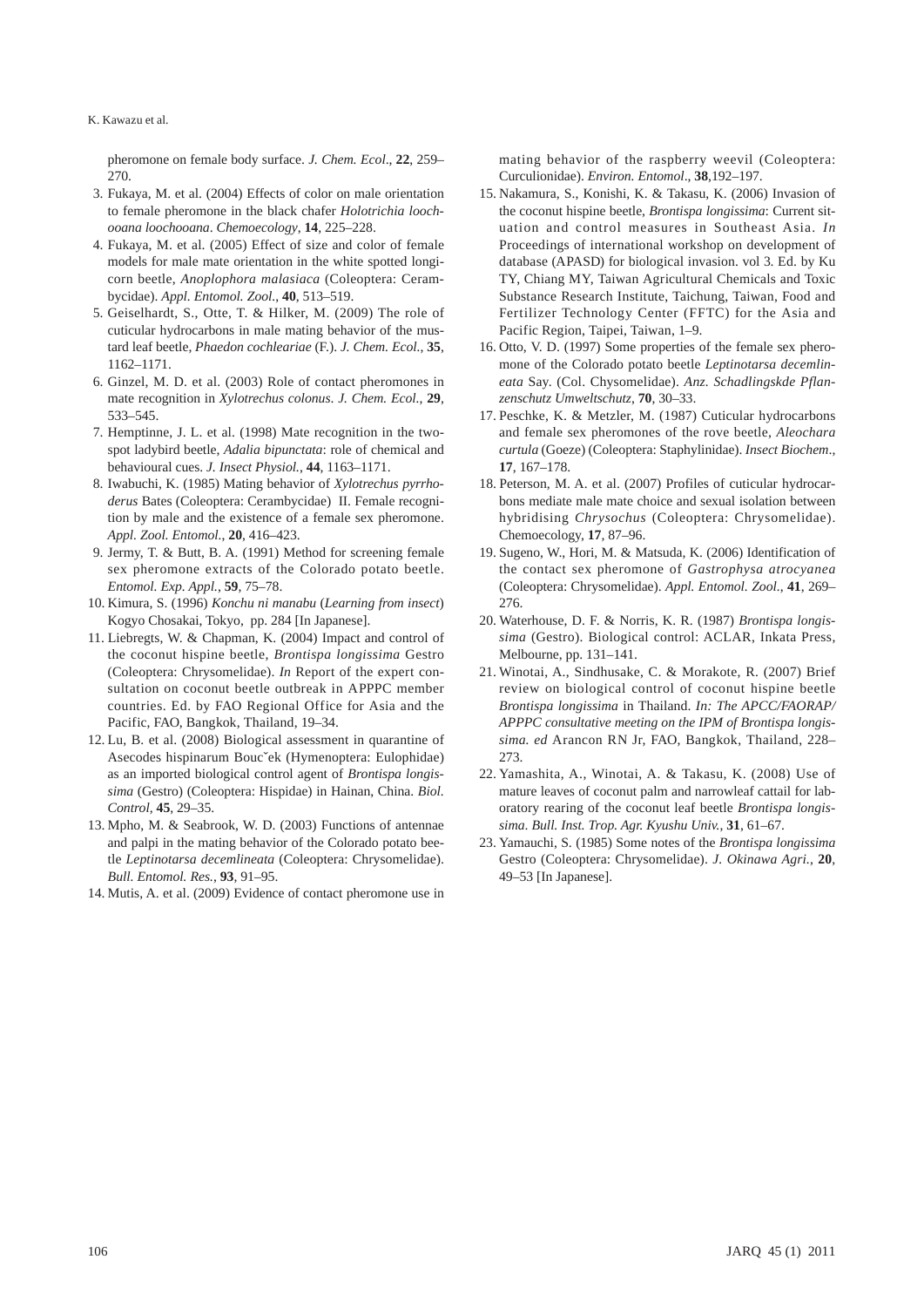pheromone on female body surface. *J. Chem. Ecol*., **22**, 259–270.

3. Fukaya, M. et al. (2004) Effects of color on male orientation to female pheromone in the black chafer *Holotrichia loochooana loochooana*. *Chemoecology*, **14**, 225–228.
4. Fukaya, M. et al. (2005) Effect of size and color of female models for male mate orientation in the white spotted longicorn beetle, *Anoplophora malasiaca* (Coleoptera: Cerambycidae). *Appl. Entomol. Zool.*, **40**, 513–519.
5. Geiselhardt, S., Otte, T. & Hilker, M. (2009) The role of cuticular hydrocarbons in male mating behavior of the mustard leaf beetle, *Phaedon cochleariae* (F.). *J. Chem. Ecol.*, **35**, 1162–1171.
6. Ginzel, M. D. et al. (2003) Role of contact pheromones in mate recognition in *Xylotrechus colonus*. *J. Chem. Ecol.*, **29**, 533–545.
7. Hemptinne, J. L. et al. (1998) Mate recognition in the two-spot ladybird beetle, *Adalia bipunctata*: role of chemical and behavioural cues. *J. Insect Physiol.*, **44**, 1163–1171.
8. Iwabuchi, K. (1985) Mating behavior of *Xylotrechus pyrrhoderus* Bates (Coleoptera: Cerambycidae) II. Female recognition by male and the existence of a female sex pheromone. *Appl. Zool. Entomol.*, **20**, 416–423.
9. Jermy, T. & Butt, B. A. (1991) Method for screening female sex pheromone extracts of the Colorado potato beetle. *Entomol. Exp. Appl.*, **59**, 75–78.
10. Kimura, S. (1996) *Konchu ni manabu* (*Learning from insect*) Kogyo Chosakai, Tokyo, pp. 284 [In Japanese].
11. Liebregts, W. & Chapman, K. (2004) Impact and control of the coconut hispine beetle, *Brontispa longissima* Gestro (Coleoptera: Chrysomelidae). *In* Report of the expert consultation on coconut beetle outbreak in APPPC member countries. Ed. by FAO Regional Office for Asia and the Pacific, FAO, Bangkok, Thailand, 19–34.
12. Lu, B. et al. (2008) Biological assessment in quarantine of Asecodes hispinarum Boucˇek (Hymenoptera: Eulophidae) as an imported biological control agent of *Brontispa longissima* (Gestro) (Coleoptera: Hispidae) in Hainan, China. *Biol. Control*, **45**, 29–35.
13. Mpho, M. & Seabrook, W. D. (2003) Functions of antennae and palpi in the mating behavior of the Colorado potato beetle *Leptinotarsa decemlineata* (Coleoptera: Chrysomelidae). *Bull. Entomol. Res.*, **93**, 91–95.
14. Mutis, A. et al. (2009) Evidence of contact pheromone use in mating behavior of the raspberry weevil (Coleoptera: Curculionidae). *Environ. Entomol*., **38**,192–197.
15. Nakamura, S., Konishi, K. & Takasu, K. (2006) Invasion of the coconut hispine beetle, *Brontispa longissima*: Current situation and control measures in Southeast Asia. *In* Proceedings of international workshop on development of database (APASD) for biological invasion. vol 3. Ed. by Ku TY, Chiang MY, Taiwan Agricultural Chemicals and Toxic Substance Research Institute, Taichung, Taiwan, Food and Fertilizer Technology Center (FFTC) for the Asia and Pacific Region, Taipei, Taiwan, 1–9.
16. Otto, V. D. (1997) Some properties of the female sex pheromone of the Colorado potato beetle *Leptinotarsa decemlineata* Say. (Col. Chysomelidae). *Anz. Schadlingskde Pflanzenschutz Umweltschutz*, **70**, 30–33.
17. Peschke, K. & Metzler, M. (1987) Cuticular hydrocarbons and female sex pheromones of the rove beetle, *Aleochara curtula* (Goeze) (Coleoptera: Staphylinidae). *Insect Biochem*., **17**, 167–178.
18. Peterson, M. A. et al. (2007) Profiles of cuticular hydrocarbons mediate male mate choice and sexual isolation between hybridising *Chrysochus* (Coleoptera: Chrysomelidae). Chemoecology, **17**, 87–96.
19. Sugeno, W., Hori, M. & Matsuda, K. (2006) Identification of the contact sex pheromone of *Gastrophysa atrocyanea* (Coleoptera: Chrysomelidae). *Appl. Entomol. Zool.*, **41**, 269–276.
20. Waterhouse, D. F. & Norris, K. R. (1987) *Brontispa longissima* (Gestro). Biological control: ACLAR, Inkata Press, Melbourne, pp. 131–141.
21. Winotai, A., Sindhusake, C. & Morakote, R. (2007) Brief review on biological control of coconut hispine beetle *Brontispa longissima* in Thailand. *In: The APCC/FAORAP/APPPC consultative meeting on the IPM of Brontispa longissima. ed* Arancon RN Jr, FAO, Bangkok, Thailand, 228–273.
22. Yamashita, A., Winotai, A. & Takasu, K. (2008) Use of mature leaves of coconut palm and narrowleaf cattail for laboratory rearing of the coconut leaf beetle *Brontispa longissima. Bull. Inst. Trop. Agr. Kyushu Univ.*, **31**, 61–67.
23. Yamauchi, S. (1985) Some notes of the *Brontispa longissima* Gestro (Coleoptera: Chrysomelidae). *J. Okinawa Agri.*, **20**, 49–53 [In Japanese].